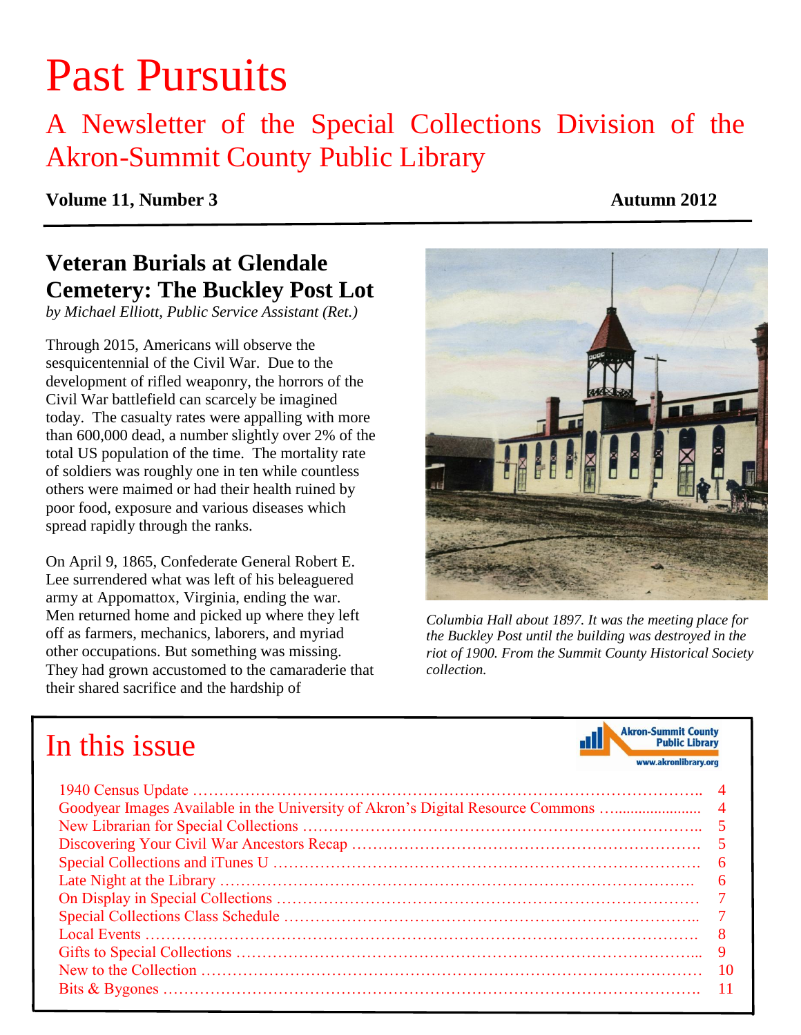# Past Pursuits

## A Newsletter of the Special Collections Division of the Akron-Summit County Public Library

**Volume 11, Number 3** **Autumn 2012**

## Veteran Burials at Glendale Cemetery: The Buckley Post Lot

*by Michael Elliott, Public Service Assistant (Ret.)*

Through 2015, Americans will observe the sesquicentennial of the Civil War. Due to the development of rifled weaponry, the horrors of the Civil War battlefield can scarcely be imagined today. The casualty rates were appalling with more than 600,000 dead, a number slightly over 2% of the total US population of the time. The mortality rate of soldiers was roughly one in ten while countless others were maimed or had their health ruined by poor food, exposure and various diseases which spread rapidly through the ranks.

On April 9, 1865, Confederate General Robert E. Lee surrendered what was left of his beleaguered army at Appomattox, Virginia, ending the war. Men returned home and picked up where they left off as farmers, mechanics, laborers, and myriad other occupations. But something was missing. They had grown accustomed to the camaraderie that their shared sacrifice and the hardship of

*Columbia Hall about 1897. It was the meeting place for the Buckley Post until the building was destroyed in the riot of 1900. From the Summit County Historical Society collection.*

## In this issue

Akron-Summit County Public Library
www.akronlibrary.org

| | |
|---|---|
| 1940 Census Update | 4 |
| Goodyear Images Available in the University of Akron's Digital Resource Commons | 4 |
| New Librarian for Special Collections | 5 |
| Discovering Your Civil War Ancestors Recap | 5 |
| Special Collections and iTunes U | 6 |
| Late Night at the Library | 6 |
| On Display in Special Collections | 7 |
| Special Collections Class Schedule | 7 |
| Local Events | 8 |
| Gifts to Special Collections | 9 |
| New to the Collection | 10 |
| Bits & Bygones | 11 |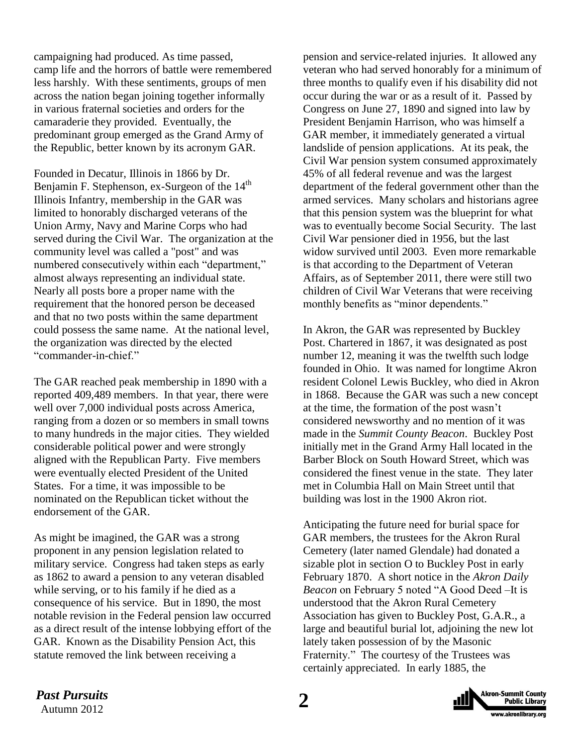campaigning had produced. As time passed, camp life and the horrors of battle were remembered less harshly. With these sentiments, groups of men across the nation began joining together informally in various fraternal societies and orders for the camaraderie they provided. Eventually, the predominant group emerged as the Grand Army of the Republic, better known by its acronym GAR.

Founded in Decatur, Illinois in 1866 by Dr. Benjamin F. Stephenson, ex-Surgeon of the 14th Illinois Infantry, membership in the GAR was limited to honorably discharged veterans of the Union Army, Navy and Marine Corps who had served during the Civil War. The organization at the community level was called a "post" and was numbered consecutively within each "department," almost always representing an individual state. Nearly all posts bore a proper name with the requirement that the honored person be deceased and that no two posts within the same department could possess the same name. At the national level, the organization was directed by the elected "commander-in-chief."

The GAR reached peak membership in 1890 with a reported 409,489 members. In that year, there were well over 7,000 individual posts across America, ranging from a dozen or so members in small towns to many hundreds in the major cities. They wielded considerable political power and were strongly aligned with the Republican Party. Five members were eventually elected President of the United States. For a time, it was impossible to be nominated on the Republican ticket without the endorsement of the GAR.

As might be imagined, the GAR was a strong proponent in any pension legislation related to military service. Congress had taken steps as early as 1862 to award a pension to any veteran disabled while serving, or to his family if he died as a consequence of his service. But in 1890, the most notable revision in the Federal pension law occurred as a direct result of the intense lobbying effort of the GAR. Known as the Disability Pension Act, this statute removed the link between receiving a pension and service-related injuries. It allowed any veteran who had served honorably for a minimum of three months to qualify even if his disability did not occur during the war or as a result of it. Passed by Congress on June 27, 1890 and signed into law by President Benjamin Harrison, who was himself a GAR member, it immediately generated a virtual landslide of pension applications. At its peak, the Civil War pension system consumed approximately 45% of all federal revenue and was the largest department of the federal government other than the armed services. Many scholars and historians agree that this pension system was the blueprint for what was to eventually become Social Security. The last Civil War pensioner died in 1956, but the last widow survived until 2003. Even more remarkable is that according to the Department of Veteran Affairs, as of September 2011, there were still two children of Civil War Veterans that were receiving monthly benefits as "minor dependents."

In Akron, the GAR was represented by Buckley Post. Chartered in 1867, it was designated as post number 12, meaning it was the twelfth such lodge founded in Ohio. It was named for longtime Akron resident Colonel Lewis Buckley, who died in Akron in 1868. Because the GAR was such a new concept at the time, the formation of the post wasn't considered newsworthy and no mention of it was made in the *Summit County Beacon*. Buckley Post initially met in the Grand Army Hall located in the Barber Block on South Howard Street, which was considered the finest venue in the state. They later met in Columbia Hall on Main Street until that building was lost in the 1900 Akron riot.

Anticipating the future need for burial space for GAR members, the trustees for the Akron Rural Cemetery (later named Glendale) had donated a sizable plot in section O to Buckley Post in early February 1870. A short notice in the *Akron Daily Beacon* on February 5 noted "A Good Deed –It is understood that the Akron Rural Cemetery Association has given to Buckley Post, G.A.R., a large and beautiful burial lot, adjoining the new lot lately taken possession of by the Masonic Fraternity." The courtesy of the Trustees was certainly appreciated. In early 1885, the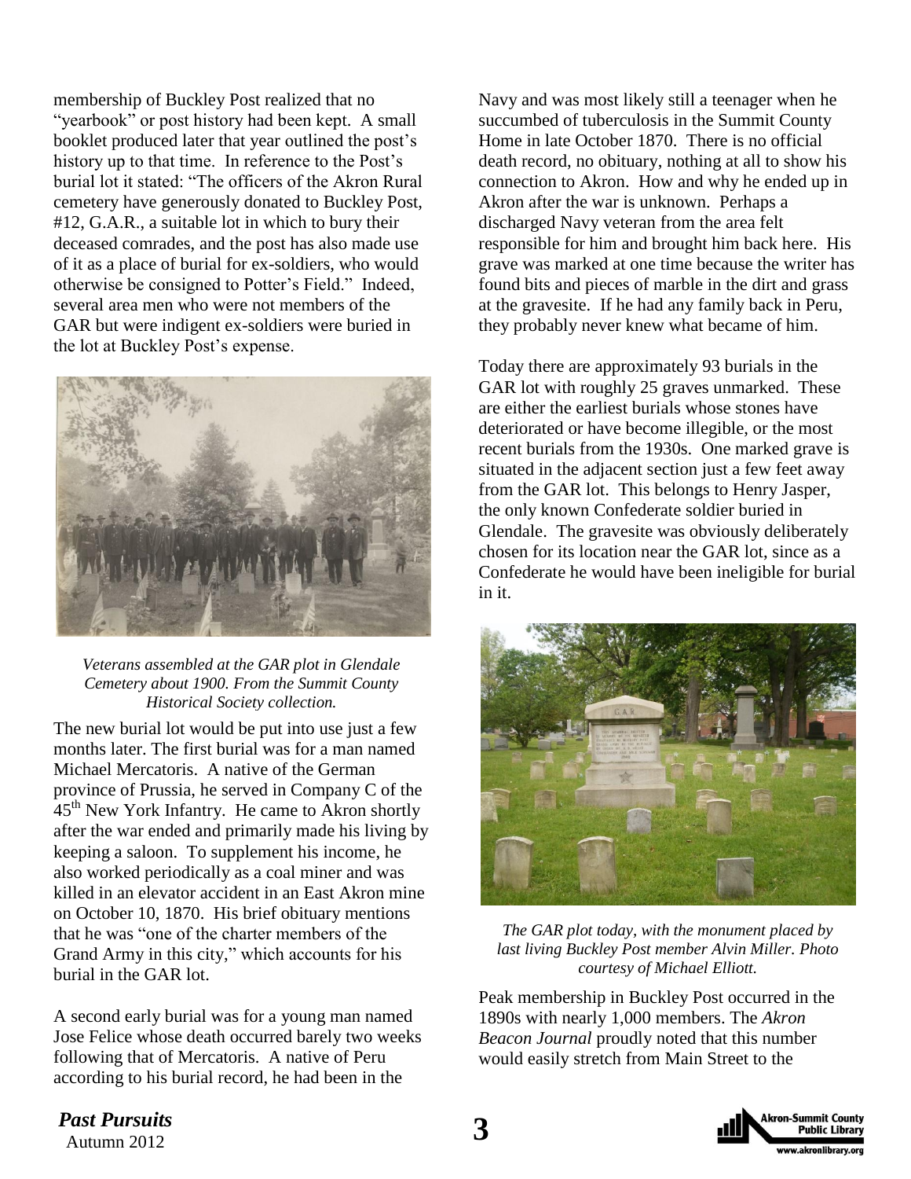membership of Buckley Post realized that no "yearbook" or post history had been kept. A small booklet produced later that year outlined the post's history up to that time. In reference to the Post's burial lot it stated: "The officers of the Akron Rural cemetery have generously donated to Buckley Post, #12, G.A.R., a suitable lot in which to bury their deceased comrades, and the post has also made use of it as a place of burial for ex-soldiers, who would otherwise be consigned to Potter's Field." Indeed, several area men who were not members of the GAR but were indigent ex-soldiers were buried in the lot at Buckley Post's expense.

*Veterans assembled at the GAR plot in Glendale Cemetery about 1900. From the Summit County Historical Society collection.*

The new burial lot would be put into use just a few months later. The first burial was for a man named Michael Mercatoris. A native of the German province of Prussia, he served in Company C of the 45th New York Infantry. He came to Akron shortly after the war ended and primarily made his living by keeping a saloon. To supplement his income, he also worked periodically as a coal miner and was killed in an elevator accident in an East Akron mine on October 10, 1870. His brief obituary mentions that he was "one of the charter members of the Grand Army in this city," which accounts for his burial in the GAR lot.

A second early burial was for a young man named Jose Felice whose death occurred barely two weeks following that of Mercatoris. A native of Peru according to his burial record, he had been in the Navy and was most likely still a teenager when he succumbed of tuberculosis in the Summit County Home in late October 1870. There is no official death record, no obituary, nothing at all to show his connection to Akron. How and why he ended up in Akron after the war is unknown. Perhaps a discharged Navy veteran from the area felt responsible for him and brought him back here. His grave was marked at one time because the writer has found bits and pieces of marble in the dirt and grass at the gravesite. If he had any family back in Peru, they probably never knew what became of him.

Today there are approximately 93 burials in the GAR lot with roughly 25 graves unmarked. These are either the earliest burials whose stones have deteriorated or have become illegible, or the most recent burials from the 1930s. One marked grave is situated in the adjacent section just a few feet away from the GAR lot. This belongs to Henry Jasper, the only known Confederate soldier buried in Glendale. The gravesite was obviously deliberately chosen for its location near the GAR lot, since as a Confederate he would have been ineligible for burial in it.

*The GAR plot today, with the monument placed by last living Buckley Post member Alvin Miller. Photo courtesy of Michael Elliott.*

Peak membership in Buckley Post occurred in the 1890s with nearly 1,000 members. The *Akron Beacon Journal* proudly noted that this number would easily stretch from Main Street to the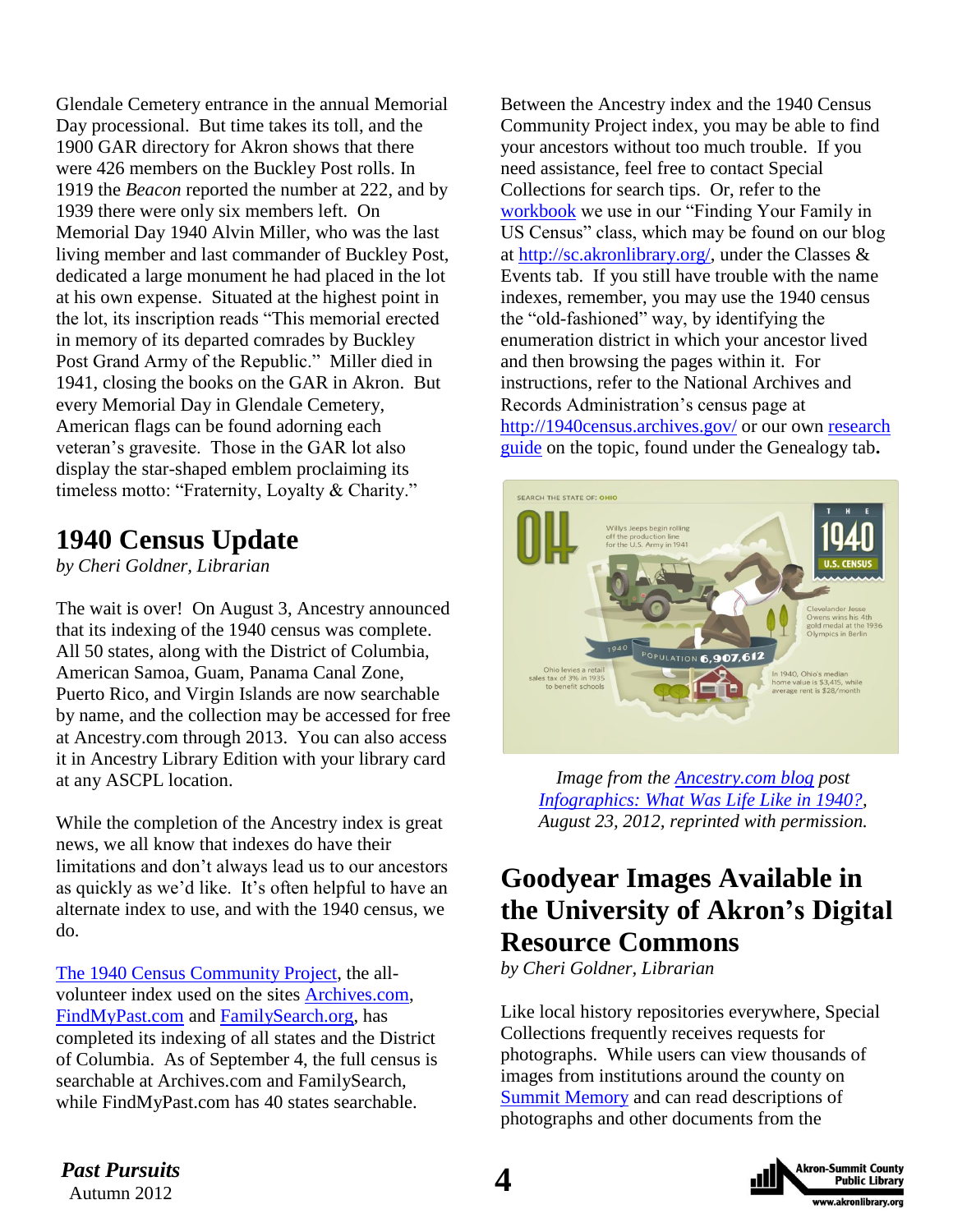Glendale Cemetery entrance in the annual Memorial Day processional. But time takes its toll, and the 1900 GAR directory for Akron shows that there were 426 members on the Buckley Post rolls. In 1919 the *Beacon* reported the number at 222, and by 1939 there were only six members left. On Memorial Day 1940 Alvin Miller, who was the last living member and last commander of Buckley Post, dedicated a large monument he had placed in the lot at his own expense. Situated at the highest point in the lot, its inscription reads "This memorial erected in memory of its departed comrades by Buckley Post Grand Army of the Republic." Miller died in 1941, closing the books on the GAR in Akron. But every Memorial Day in Glendale Cemetery, American flags can be found adorning each veteran's gravesite. Those in the GAR lot also display the star-shaped emblem proclaiming its timeless motto: "Fraternity, Loyalty & Charity."

## 1940 Census Update

*by Cheri Goldner, Librarian*

The wait is over! On August 3, Ancestry announced that its indexing of the 1940 census was complete. All 50 states, along with the District of Columbia, American Samoa, Guam, Panama Canal Zone, Puerto Rico, and Virgin Islands are now searchable by name, and the collection may be accessed for free at Ancestry.com through 2013. You can also access it in Ancestry Library Edition with your library card at any ASCPL location.

While the completion of the Ancestry index is great news, we all know that indexes do have their limitations and don't always lead us to our ancestors as quickly as we'd like. It's often helpful to have an alternate index to use, and with the 1940 census, we do.

The 1940 Census Community Project, the all-volunteer index used on the sites Archives.com, FindMyPast.com and FamilySearch.org, has completed its indexing of all states and the District of Columbia. As of September 4, the full census is searchable at Archives.com and FamilySearch, while FindMyPast.com has 40 states searchable.

Between the Ancestry index and the 1940 Census Community Project index, you may be able to find your ancestors without too much trouble. If you need assistance, feel free to contact Special Collections for search tips. Or, refer to the workbook we use in our "Finding Your Family in US Census" class, which may be found on our blog at http://sc.akronlibrary.org/, under the Classes & Events tab. If you still have trouble with the name indexes, remember, you may use the 1940 census the "old-fashioned" way, by identifying the enumeration district in which your ancestor lived and then browsing the pages within it. For instructions, refer to the National Archives and Records Administration's census page at http://1940census.archives.gov/ or our own research guide on the topic, found under the Genealogy tab.

*Image from the Ancestry.com blog post Infographics: What Was Life Like in 1940?, August 23, 2012, reprinted with permission.*

## Goodyear Images Available in the University of Akron's Digital Resource Commons

*by Cheri Goldner, Librarian*

Like local history repositories everywhere, Special Collections frequently receives requests for photographs. While users can view thousands of images from institutions around the county on Summit Memory and can read descriptions of photographs and other documents from the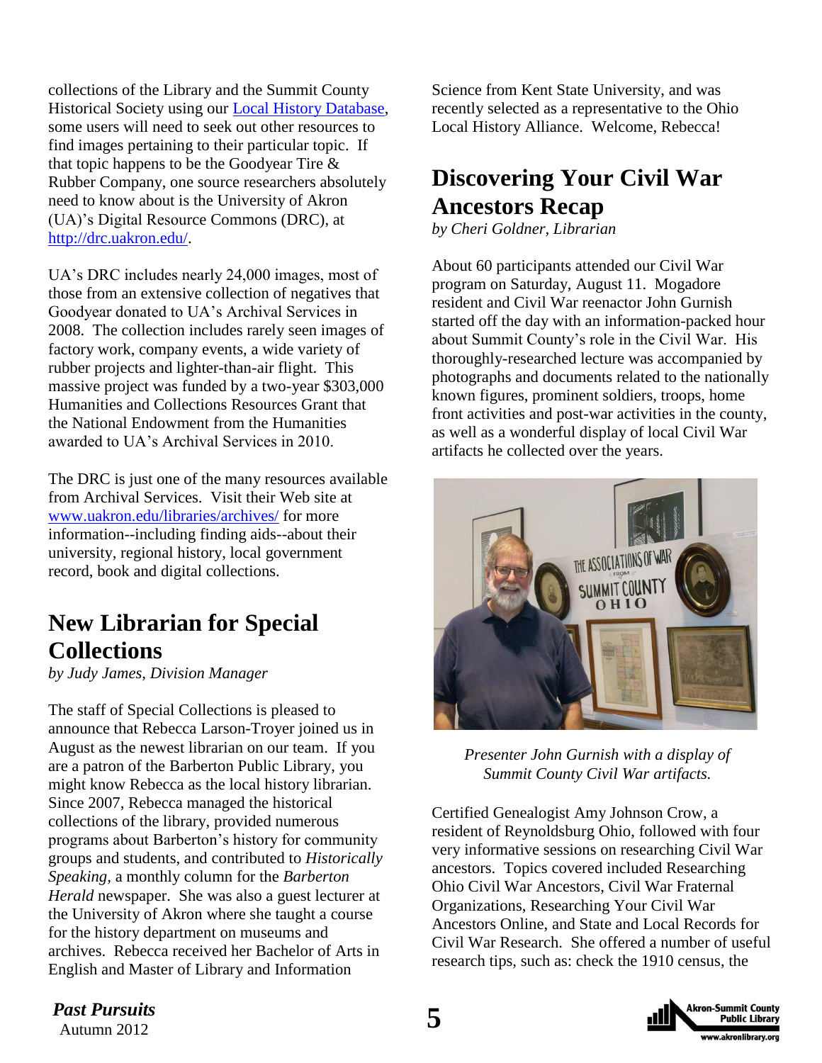collections of the Library and the Summit County Historical Society using our [Local History Database](), some users will need to seek out other resources to find images pertaining to their particular topic. If that topic happens to be the Goodyear Tire & Rubber Company, one source researchers absolutely need to know about is the University of Akron (UA)'s Digital Resource Commons (DRC), at [http://drc.uakron.edu/](http://drc.uakron.edu/).

UA's DRC includes nearly 24,000 images, most of those from an extensive collection of negatives that Goodyear donated to UA's Archival Services in 2008. The collection includes rarely seen images of factory work, company events, a wide variety of rubber projects and lighter-than-air flight. This massive project was funded by a two-year $303,000 Humanities and Collections Resources Grant that the National Endowment from the Humanities awarded to UA's Archival Services in 2010.

The DRC is just one of the many resources available from Archival Services. Visit their Web site at [www.uakron.edu/libraries/archives/](www.uakron.edu/libraries/archives/) for more information--including finding aids--about their university, regional history, local government record, book and digital collections.

## New Librarian for Special Collections

*by Judy James, Division Manager*

The staff of Special Collections is pleased to announce that Rebecca Larson-Troyer joined us in August as the newest librarian on our team. If you are a patron of the Barberton Public Library, you might know Rebecca as the local history librarian. Since 2007, Rebecca managed the historical collections of the library, provided numerous programs about Barberton's history for community groups and students, and contributed to *Historically Speaking*, a monthly column for the *Barberton Herald* newspaper. She was also a guest lecturer at the University of Akron where she taught a course for the history department on museums and archives. Rebecca received her Bachelor of Arts in English and Master of Library and Information Science from Kent State University, and was recently selected as a representative to the Ohio Local History Alliance. Welcome, Rebecca!

## Discovering Your Civil War Ancestors Recap

*by Cheri Goldner, Librarian*

About 60 participants attended our Civil War program on Saturday, August 11. Mogadore resident and Civil War reenactor John Gurnish started off the day with an information-packed hour about Summit County's role in the Civil War. His thoroughly-researched lecture was accompanied by photographs and documents related to the nationally known figures, prominent soldiers, troops, home front activities and post-war activities in the county, as well as a wonderful display of local Civil War artifacts he collected over the years.

*Presenter John Gurnish with a display of Summit County Civil War artifacts.*

Certified Genealogist Amy Johnson Crow, a resident of Reynoldsburg Ohio, followed with four very informative sessions on researching Civil War ancestors. Topics covered included Researching Ohio Civil War Ancestors, Civil War Fraternal Organizations, Researching Your Civil War Ancestors Online, and State and Local Records for Civil War Research. She offered a number of useful research tips, such as: check the 1910 census, the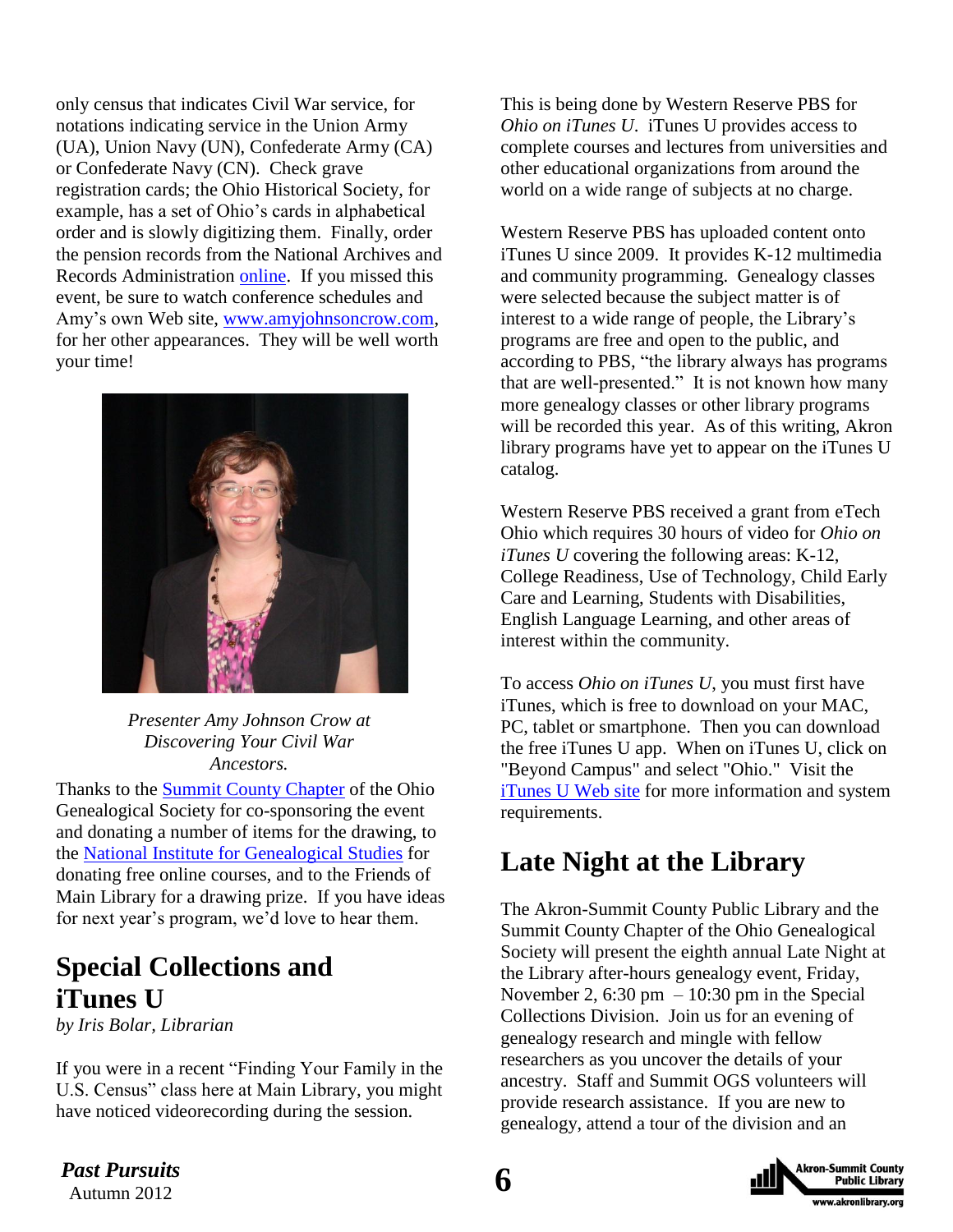only census that indicates Civil War service, for notations indicating service in the Union Army (UA), Union Navy (UN), Confederate Army (CA) or Confederate Navy (CN). Check grave registration cards; the Ohio Historical Society, for example, has a set of Ohio's cards in alphabetical order and is slowly digitizing them. Finally, order the pension records from the National Archives and Records Administration online. If you missed this event, be sure to watch conference schedules and Amy's own Web site, www.amyjohnsoncrow.com, for her other appearances. They will be well worth your time!

*Presenter Amy Johnson Crow at Discovering Your Civil War Ancestors.*

Thanks to the Summit County Chapter of the Ohio Genealogical Society for co-sponsoring the event and donating a number of items for the drawing, to the National Institute for Genealogical Studies for donating free online courses, and to the Friends of Main Library for a drawing prize. If you have ideas for next year's program, we'd love to hear them.

## Special Collections and iTunes U

*by Iris Bolar, Librarian*

If you were in a recent "Finding Your Family in the U.S. Census" class here at Main Library, you might have noticed videorecording during the session. This is being done by Western Reserve PBS for *Ohio on iTunes U*. iTunes U provides access to complete courses and lectures from universities and other educational organizations from around the world on a wide range of subjects at no charge.

Western Reserve PBS has uploaded content onto iTunes U since 2009. It provides K-12 multimedia and community programming. Genealogy classes were selected because the subject matter is of interest to a wide range of people, the Library's programs are free and open to the public, and according to PBS, "the library always has programs that are well-presented." It is not known how many more genealogy classes or other library programs will be recorded this year. As of this writing, Akron library programs have yet to appear on the iTunes U catalog.

Western Reserve PBS received a grant from eTech Ohio which requires 30 hours of video for *Ohio on iTunes U* covering the following areas: K-12, College Readiness, Use of Technology, Child Early Care and Learning, Students with Disabilities, English Language Learning, and other areas of interest within the community.

To access *Ohio on iTunes U*, you must first have iTunes, which is free to download on your MAC, PC, tablet or smartphone. Then you can download the free iTunes U app. When on iTunes U, click on "Beyond Campus" and select "Ohio." Visit the iTunes U Web site for more information and system requirements.

## Late Night at the Library

The Akron-Summit County Public Library and the Summit County Chapter of the Ohio Genealogical Society will present the eighth annual Late Night at the Library after-hours genealogy event, Friday, November 2, 6:30 pm – 10:30 pm in the Special Collections Division. Join us for an evening of genealogy research and mingle with fellow researchers as you uncover the details of your ancestry. Staff and Summit OGS volunteers will provide research assistance. If you are new to genealogy, attend a tour of the division and an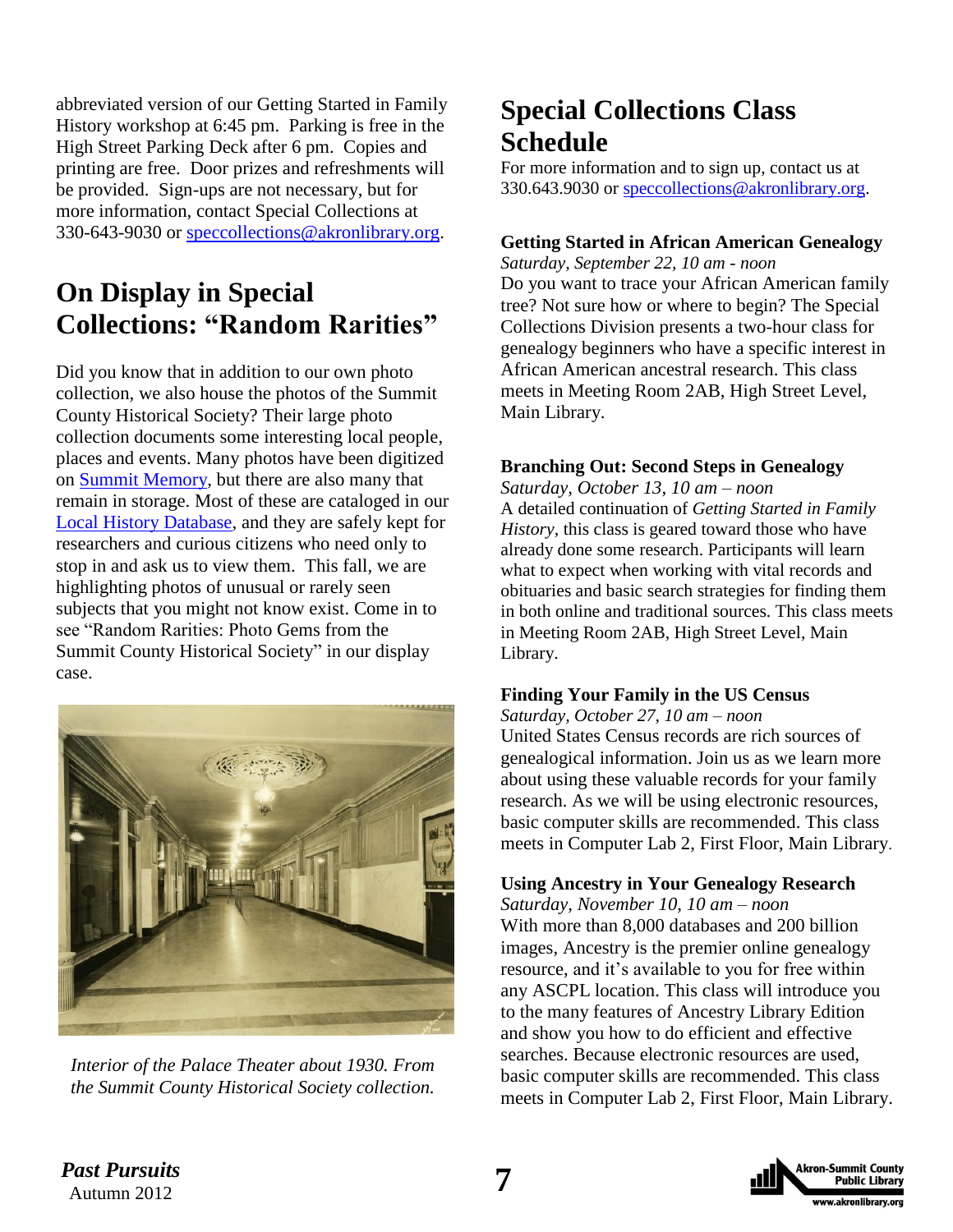abbreviated version of our Getting Started in Family History workshop at 6:45 pm. Parking is free in the High Street Parking Deck after 6 pm. Copies and printing are free. Door prizes and refreshments will be provided. Sign-ups are not necessary, but for more information, contact Special Collections at 330-643-9030 or speccollections@akronlibrary.org.

## On Display in Special Collections: "Random Rarities"

Did you know that in addition to our own photo collection, we also house the photos of the Summit County Historical Society? Their large photo collection documents some interesting local people, places and events. Many photos have been digitized on Summit Memory, but there are also many that remain in storage. Most of these are cataloged in our Local History Database, and they are safely kept for researchers and curious citizens who need only to stop in and ask us to view them. This fall, we are highlighting photos of unusual or rarely seen subjects that you might not know exist. Come in to see "Random Rarities: Photo Gems from the Summit County Historical Society" in our display case.

*Interior of the Palace Theater about 1930. From the Summit County Historical Society collection.*

## Special Collections Class Schedule

For more information and to sign up, contact us at 330.643.9030 or speccollections@akronlibrary.org.

### Getting Started in African American Genealogy

*Saturday, September 22, 10 am - noon*

Do you want to trace your African American family tree? Not sure how or where to begin? The Special Collections Division presents a two-hour class for genealogy beginners who have a specific interest in African American ancestral research. This class meets in Meeting Room 2AB, High Street Level, Main Library.

### Branching Out: Second Steps in Genealogy

*Saturday, October 13, 10 am – noon*

A detailed continuation of *Getting Started in Family History*, this class is geared toward those who have already done some research. Participants will learn what to expect when working with vital records and obituaries and basic search strategies for finding them in both online and traditional sources. This class meets in Meeting Room 2AB, High Street Level, Main Library.

### Finding Your Family in the US Census

*Saturday, October 27, 10 am – noon*

United States Census records are rich sources of genealogical information. Join us as we learn more about using these valuable records for your family research. As we will be using electronic resources, basic computer skills are recommended. This class meets in Computer Lab 2, First Floor, Main Library.

### Using Ancestry in Your Genealogy Research

*Saturday, November 10, 10 am – noon*

With more than 8,000 databases and 200 billion images, Ancestry is the premier online genealogy resource, and it's available to you for free within any ASCPL location. This class will introduce you to the many features of Ancestry Library Edition and show you how to do efficient and effective searches. Because electronic resources are used, basic computer skills are recommended. This class meets in Computer Lab 2, First Floor, Main Library.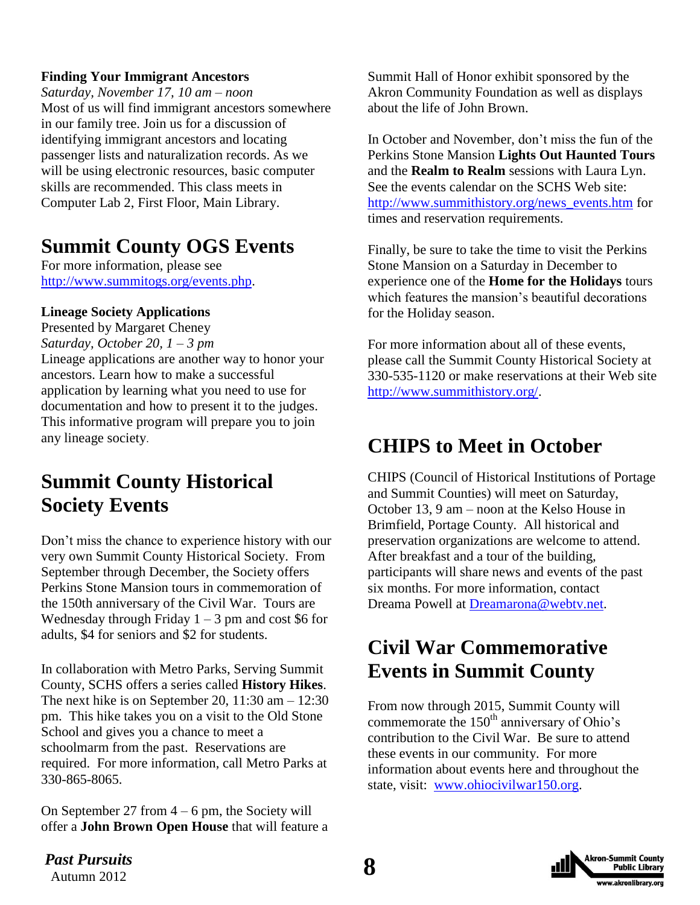**Finding Your Immigrant Ancestors**

*Saturday, November 17, 10 am – noon*

Most of us will find immigrant ancestors somewhere in our family tree. Join us for a discussion of identifying immigrant ancestors and locating passenger lists and naturalization records. As we will be using electronic resources, basic computer skills are recommended. This class meets in Computer Lab 2, First Floor, Main Library.

## Summit County OGS Events

For more information, please see http://www.summitogs.org/events.php.

**Lineage Society Applications**

Presented by Margaret Cheney

*Saturday, October 20, 1 – 3 pm*

Lineage applications are another way to honor your ancestors. Learn how to make a successful application by learning what you need to use for documentation and how to present it to the judges. This informative program will prepare you to join any lineage society.

## Summit County Historical Society Events

Don't miss the chance to experience history with our very own Summit County Historical Society. From September through December, the Society offers Perkins Stone Mansion tours in commemoration of the 150th anniversary of the Civil War. Tours are Wednesday through Friday 1 – 3 pm and cost $6 for adults, $4 for seniors and $2 for students.

In collaboration with Metro Parks, Serving Summit County, SCHS offers a series called **History Hikes**. The next hike is on September 20, 11:30 am – 12:30 pm. This hike takes you on a visit to the Old Stone School and gives you a chance to meet a schoolmarm from the past. Reservations are required. For more information, call Metro Parks at 330-865-8065.

On September 27 from 4 – 6 pm, the Society will offer a **John Brown Open House** that will feature a Summit Hall of Honor exhibit sponsored by the Akron Community Foundation as well as displays about the life of John Brown.

In October and November, don't miss the fun of the Perkins Stone Mansion **Lights Out Haunted Tours** and the **Realm to Realm** sessions with Laura Lyn. See the events calendar on the SCHS Web site: http://www.summithistory.org/news_events.htm for times and reservation requirements.

Finally, be sure to take the time to visit the Perkins Stone Mansion on a Saturday in December to experience one of the **Home for the Holidays** tours which features the mansion's beautiful decorations for the Holiday season.

For more information about all of these events, please call the Summit County Historical Society at 330-535-1120 or make reservations at their Web site http://www.summithistory.org/.

## CHIPS to Meet in October

CHIPS (Council of Historical Institutions of Portage and Summit Counties) will meet on Saturday, October 13, 9 am – noon at the Kelso House in Brimfield, Portage County. All historical and preservation organizations are welcome to attend. After breakfast and a tour of the building, participants will share news and events of the past six months. For more information, contact Dreama Powell at Dreamarona@webtv.net.

## Civil War Commemorative Events in Summit County

From now through 2015, Summit County will commemorate the 150th anniversary of Ohio's contribution to the Civil War. Be sure to attend these events in our community. For more information about events here and throughout the state, visit: www.ohiocivilwar150.org.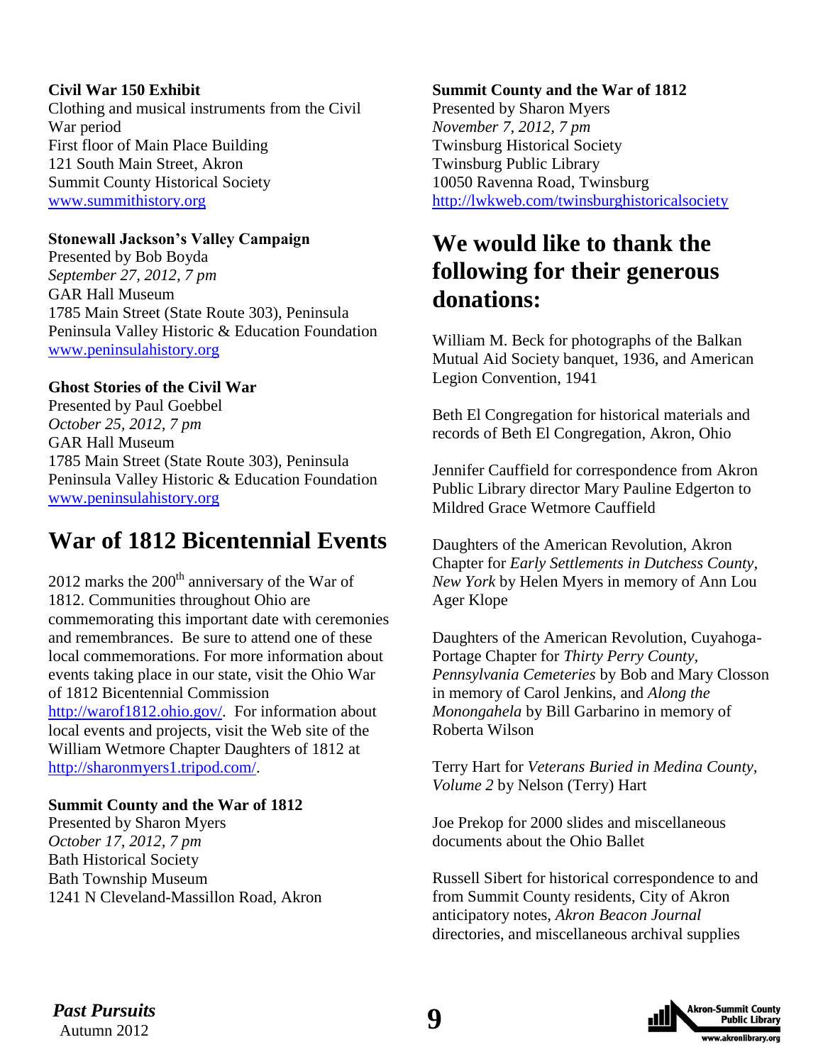**Civil War 150 Exhibit**
Clothing and musical instruments from the Civil War period
First floor of Main Place Building
121 South Main Street, Akron
Summit County Historical Society
www.summithistory.org

**Stonewall Jackson's Valley Campaign**
Presented by Bob Boyda
*September 27, 2012, 7 pm*
GAR Hall Museum
1785 Main Street (State Route 303), Peninsula
Peninsula Valley Historic & Education Foundation
www.peninsulahistory.org

**Ghost Stories of the Civil War**
Presented by Paul Goebbel
*October 25, 2012, 7 pm*
GAR Hall Museum
1785 Main Street (State Route 303), Peninsula
Peninsula Valley Historic & Education Foundation
www.peninsulahistory.org

# War of 1812 Bicentennial Events

2012 marks the 200th anniversary of the War of 1812. Communities throughout Ohio are commemorating this important date with ceremonies and remembrances. Be sure to attend one of these local commemorations. For more information about events taking place in our state, visit the Ohio War of 1812 Bicentennial Commission http://warof1812.ohio.gov/. For information about local events and projects, visit the Web site of the William Wetmore Chapter Daughters of 1812 at http://sharonmyers1.tripod.com/.

**Summit County and the War of 1812**
Presented by Sharon Myers
*October 17, 2012, 7 pm*
Bath Historical Society
Bath Township Museum
1241 N Cleveland-Massillon Road, Akron

**Summit County and the War of 1812**
Presented by Sharon Myers
*November 7, 2012, 7 pm*
Twinsburg Historical Society
Twinsburg Public Library
10050 Ravenna Road, Twinsburg
http://lwkweb.com/twinsburghistoricalsociety

# We would like to thank the following for their generous donations:

William M. Beck for photographs of the Balkan Mutual Aid Society banquet, 1936, and American Legion Convention, 1941

Beth El Congregation for historical materials and records of Beth El Congregation, Akron, Ohio

Jennifer Cauffield for correspondence from Akron Public Library director Mary Pauline Edgerton to Mildred Grace Wetmore Cauffield

Daughters of the American Revolution, Akron Chapter for *Early Settlements in Dutchess County, New York* by Helen Myers in memory of Ann Lou Ager Klope

Daughters of the American Revolution, Cuyahoga-Portage Chapter for *Thirty Perry County, Pennsylvania Cemeteries* by Bob and Mary Closson in memory of Carol Jenkins, and *Along the Monongahela* by Bill Garbarino in memory of Roberta Wilson

Terry Hart for *Veterans Buried in Medina County, Volume 2* by Nelson (Terry) Hart

Joe Prekop for 2000 slides and miscellaneous documents about the Ohio Ballet

Russell Sibert for historical correspondence to and from Summit County residents, City of Akron anticipatory notes, *Akron Beacon Journal* directories, and miscellaneous archival supplies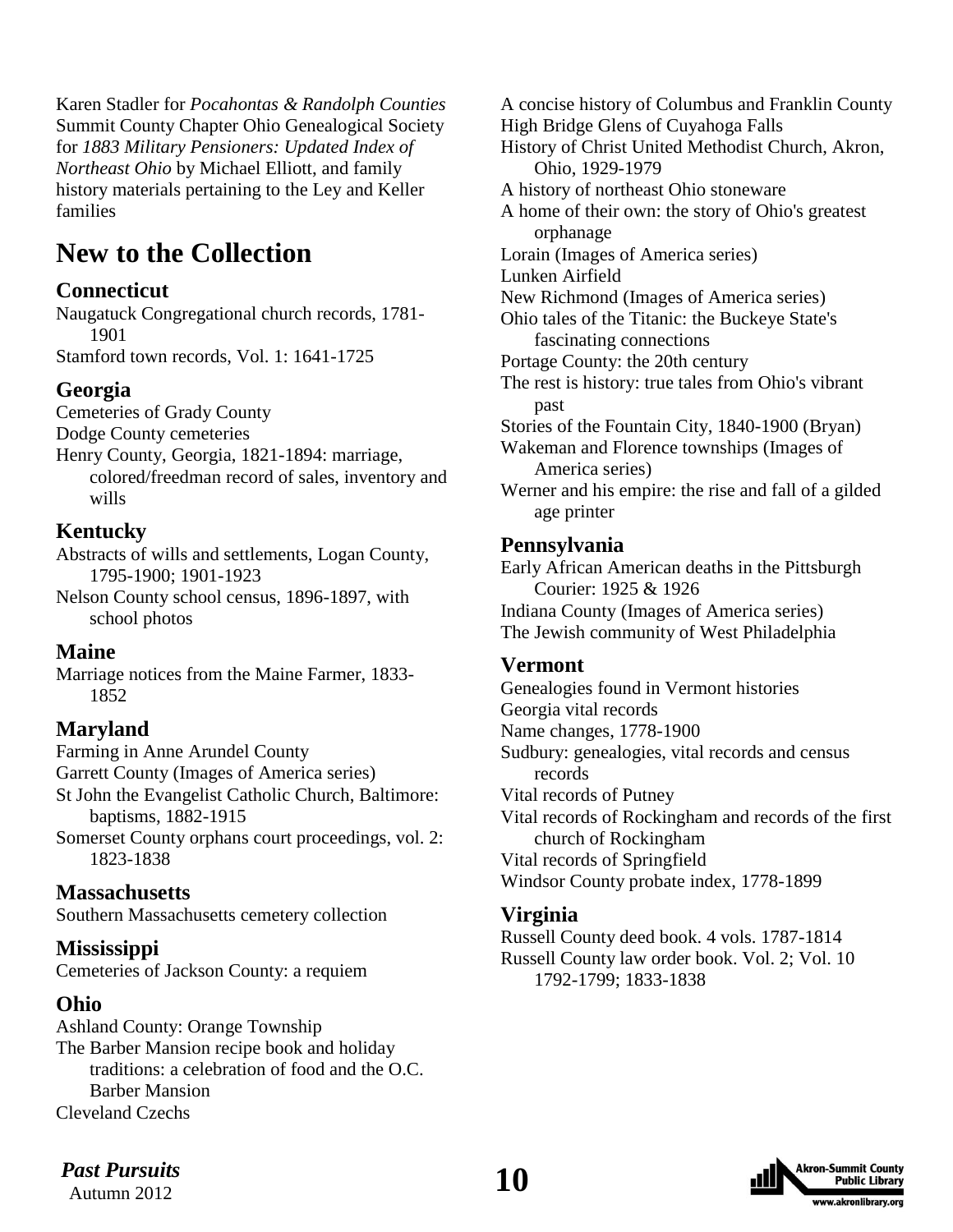Karen Stadler for *Pocahontas & Randolph Counties*
Summit County Chapter Ohio Genealogical Society for *1883 Military Pensioners: Updated Index of Northeast Ohio* by Michael Elliott, and family history materials pertaining to the Ley and Keller families

# New to the Collection

### Connecticut

Naugatuck Congregational church records, 1781-1901
Stamford town records, Vol. 1: 1641-1725

### Georgia

Cemeteries of Grady County
Dodge County cemeteries
Henry County, Georgia, 1821-1894: marriage, colored/freedman record of sales, inventory and wills

### Kentucky

Abstracts of wills and settlements, Logan County, 1795-1900; 1901-1923
Nelson County school census, 1896-1897, with school photos

### Maine

Marriage notices from the Maine Farmer, 1833-1852

### Maryland

Farming in Anne Arundel County
Garrett County (Images of America series)
St John the Evangelist Catholic Church, Baltimore: baptisms, 1882-1915
Somerset County orphans court proceedings, vol. 2: 1823-1838

### Massachusetts

Southern Massachusetts cemetery collection

### Mississippi

Cemeteries of Jackson County: a requiem

### Ohio

Ashland County: Orange Township
The Barber Mansion recipe book and holiday traditions: a celebration of food and the O.C. Barber Mansion
Cleveland Czechs
A concise history of Columbus and Franklin County
High Bridge Glens of Cuyahoga Falls
History of Christ United Methodist Church, Akron, Ohio, 1929-1979
A history of northeast Ohio stoneware
A home of their own: the story of Ohio's greatest orphanage
Lorain (Images of America series)
Lunken Airfield
New Richmond (Images of America series)
Ohio tales of the Titanic: the Buckeye State's fascinating connections
Portage County: the 20th century
The rest is history: true tales from Ohio's vibrant past
Stories of the Fountain City, 1840-1900 (Bryan)
Wakeman and Florence townships (Images of America series)
Werner and his empire: the rise and fall of a gilded age printer

### Pennsylvania

Early African American deaths in the Pittsburgh Courier: 1925 & 1926
Indiana County (Images of America series)
The Jewish community of West Philadelphia

### Vermont

Genealogies found in Vermont histories
Georgia vital records
Name changes, 1778-1900
Sudbury: genealogies, vital records and census records
Vital records of Putney
Vital records of Rockingham and records of the first church of Rockingham
Vital records of Springfield
Windsor County probate index, 1778-1899

### Virginia

Russell County deed book. 4 vols. 1787-1814
Russell County law order book. Vol. 2; Vol. 10 1792-1799; 1833-1838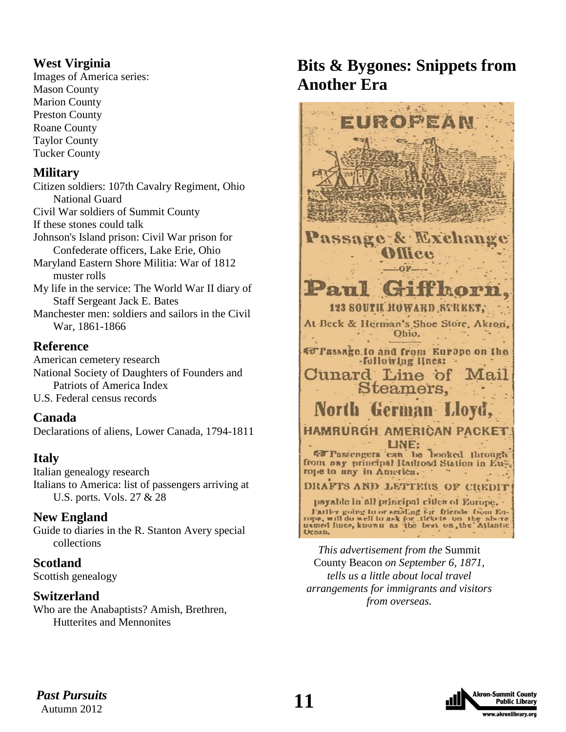## West Virginia

Images of America series:
Mason County
Marion County
Preston County
Roane County
Taylor County
Tucker County

## Military

Citizen soldiers: 107th Cavalry Regiment, Ohio National Guard
Civil War soldiers of Summit County
If these stones could talk
Johnson's Island prison: Civil War prison for Confederate officers, Lake Erie, Ohio
Maryland Eastern Shore Militia: War of 1812 muster rolls
My life in the service: The World War II diary of Staff Sergeant Jack E. Bates
Manchester men: soldiers and sailors in the Civil War, 1861-1866

## Reference

American cemetery research
National Society of Daughters of Founders and Patriots of America Index
U.S. Federal census records

## Canada

Declarations of aliens, Lower Canada, 1794-1811

## Italy

Italian genealogy research
Italians to America: list of passengers arriving at U.S. ports. Vols. 27 & 28

## New England

Guide to diaries in the R. Stanton Avery special collections

## Scotland

Scottish genealogy

## Switzerland

Who are the Anabaptists? Amish, Brethren, Hutterites and Mennonites

# Bits & Bygones: Snippets from Another Era

EUROPEAN

Passage & Exchange Office

—OF—

Paul Giffhorn,

123 SOUTH HOWARD STREET,

At Beck & Herman's Shoe Store, Akron, Ohio.

Passage to and from Europe on the following lines:

Cunard Line of Mail Steamers,

North German Lloyd,

HAMBURGH AMERICAN PACKET LINE:

Passengers can be booked through from any principal Railroad Station in Europe to any in America.

DRAFTS AND LETTERS OF CREDIT

payable in all principal cities of Europe.

Parties going to or sending for friends from Europe, will do well to ask for tickets on the above named lines, known as the best on the Atlantic Ocean.

*This advertisement from the* Summit County Beacon *on September 6, 1871, tells us a little about local travel arrangements for immigrants and visitors from overseas.*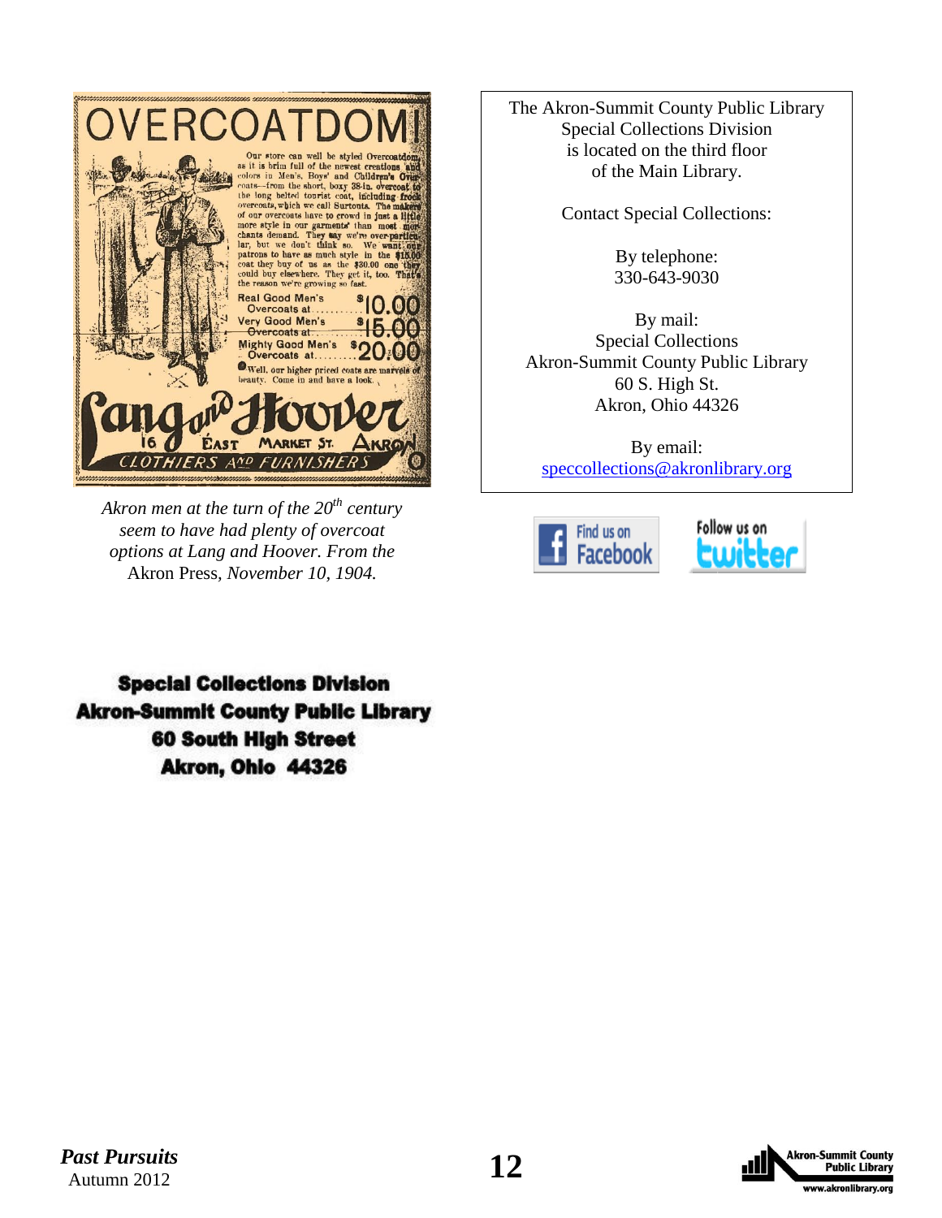Akron men at the turn of the 20[th] century seem to have had plenty of overcoat options at Lang and Hoover. From the Akron Press, November 10, 1904.

The Akron-Summit County Public Library
Special Collections Division
is located on the third floor
of the Main Library.

Contact Special Collections:

By telephone:
330-643-9030

By mail:
Special Collections
Akron-Summit County Public Library
60 S. High St.
Akron, Ohio 44326

By email:
speccollections@akronlibrary.org

Find us on Facebook

Follow us on twitter

**Special Collections Division**
**Akron-Summit County Public Library**
**60 South High Street**
**Akron, Ohio 44326**